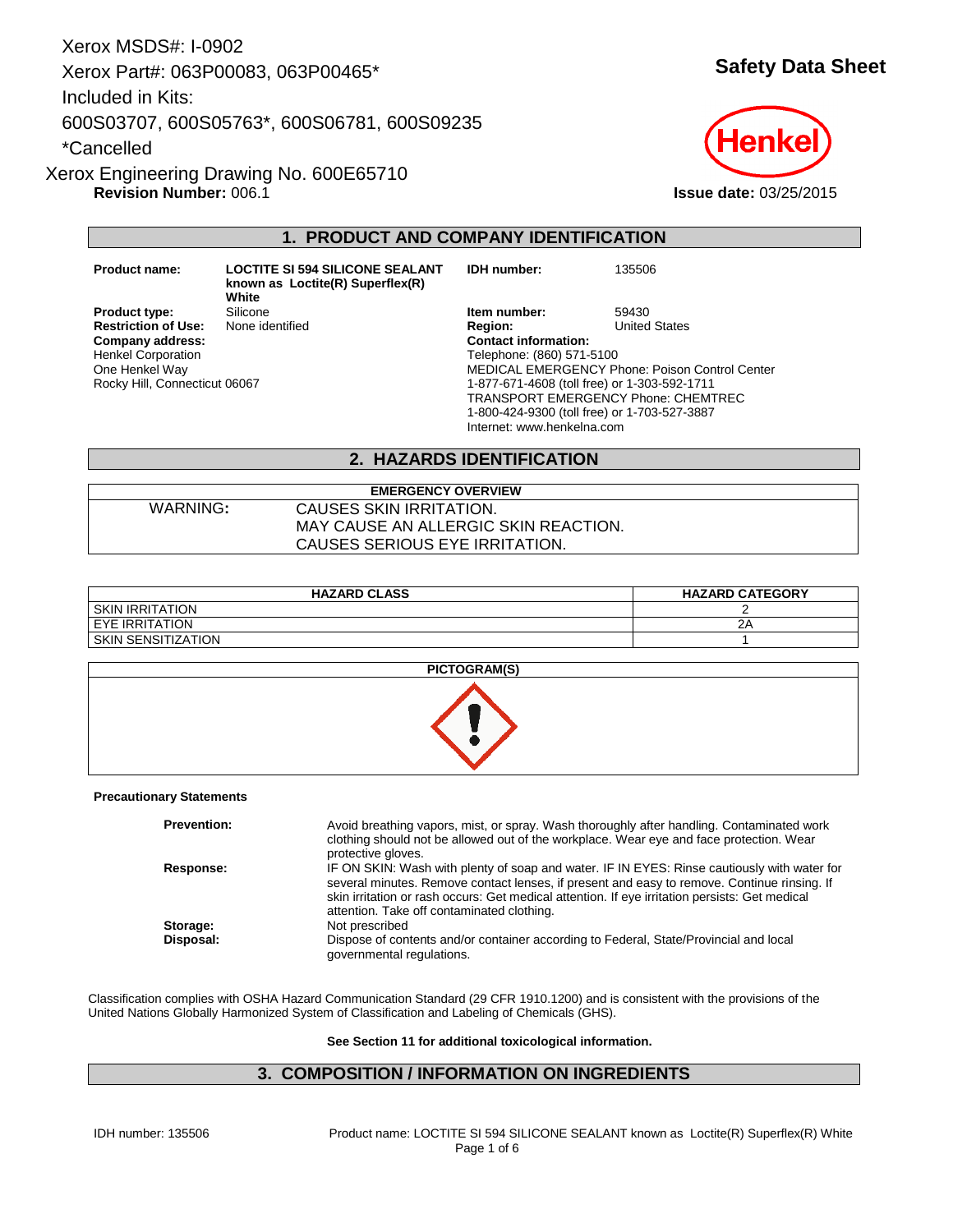Xerox MSDS#: I-0902

Xerox Part#: 063P00083, 063P00465*

Included in Kits:

600S03707, 600S05763*, 600S06781, 600S09235

*Cancelled

Xerox Engineering Drawing No. 600E65710

**Revision Number:** 006.1

# Safety Data Sheet

Henkel

**Issue date:** 03/25/2015

## 1. PRODUCT AND COMPANY IDENTIFICATION

| | | | |
|---|---|---|---|
| **Product name:** | **LOCTITE SI 594 SILICONE SEALANT known as Loctite(R) Superflex(R) White** | **IDH number:** | 135506 |
| **Product type:** | Silicone | **Item number:** | 59430 |
| **Restriction of Use:** | None identified | **Region:** | United States |

**Company address:**
Henkel Corporation
One Henkel Way
Rocky Hill, Connecticut 06067

**Contact information:**
Telephone: (860) 571-5100
MEDICAL EMERGENCY Phone: Poison Control Center
1-877-671-4608 (toll free) or 1-303-592-1711
TRANSPORT EMERGENCY Phone: CHEMTREC
1-800-424-9300 (toll free) or 1-703-527-3887
Internet: www.henkelna.com

## 2. HAZARDS IDENTIFICATION

| EMERGENCY OVERVIEW | |
|---|---|
| WARNING: | CAUSES SKIN IRRITATION.<br>MAY CAUSE AN ALLERGIC SKIN REACTION.<br>CAUSES SERIOUS EYE IRRITATION. |

| HAZARD CLASS | HAZARD CATEGORY |
|---|---|
| SKIN IRRITATION | 2 |
| EYE IRRITATION | 2A |
| SKIN SENSITIZATION | 1 |

**PICTOGRAM(S)**

**Precautionary Statements**

| | |
|---|---|
| **Prevention:** | Avoid breathing vapors, mist, or spray. Wash thoroughly after handling. Contaminated work clothing should not be allowed out of the workplace. Wear eye and face protection. Wear protective gloves. |
| **Response:** | IF ON SKIN: Wash with plenty of soap and water. IF IN EYES: Rinse cautiously with water for several minutes. Remove contact lenses, if present and easy to remove. Continue rinsing. If skin irritation or rash occurs: Get medical attention. If eye irritation persists: Get medical attention. Take off contaminated clothing. |
| **Storage:** | Not prescribed |
| **Disposal:** | Dispose of contents and/or container according to Federal, State/Provincial and local governmental regulations. |

Classification complies with OSHA Hazard Communication Standard (29 CFR 1910.1200) and is consistent with the provisions of the United Nations Globally Harmonized System of Classification and Labeling of Chemicals (GHS).

**See Section 11 for additional toxicological information.**

## 3. COMPOSITION / INFORMATION ON INGREDIENTS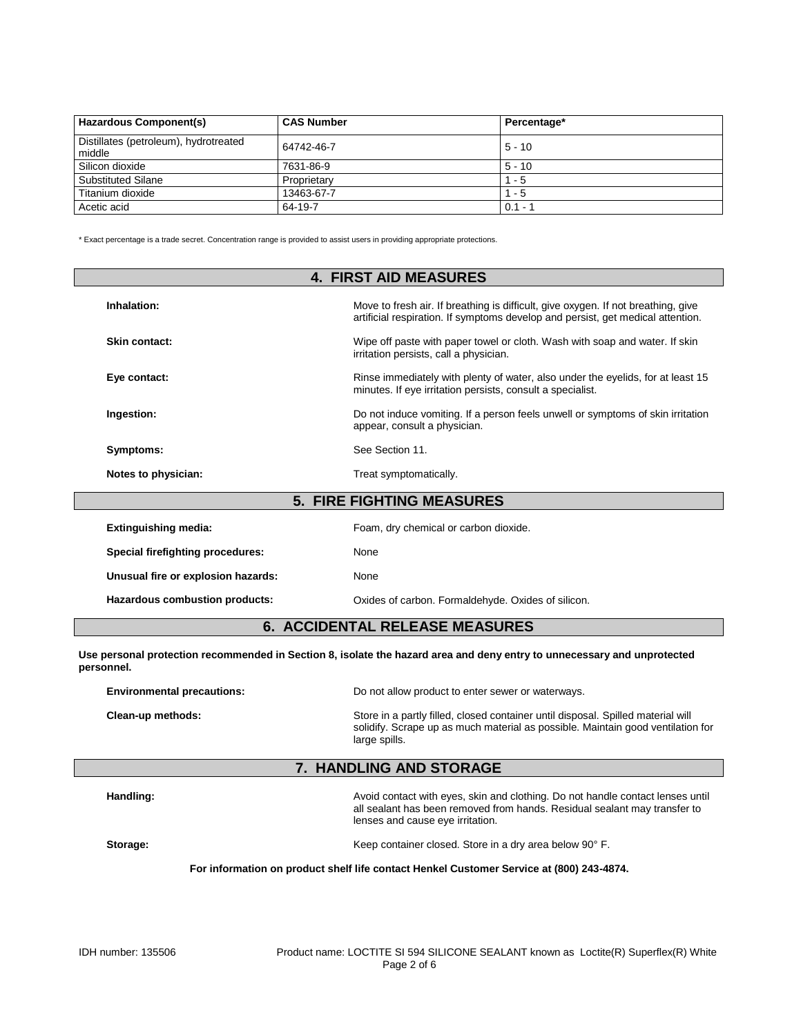| Hazardous Component(s) | CAS Number | Percentage* |
| --- | --- | --- |
| Distillates (petroleum), hydrotreated middle | 64742-46-7 | 5 - 10 |
| Silicon dioxide | 7631-86-9 | 5 - 10 |
| Substituted Silane | Proprietary | 1 - 5 |
| Titanium dioxide | 13463-67-7 | 1 - 5 |
| Acetic acid | 64-19-7 | 0.1 - 1 |

* Exact percentage is a trade secret. Concentration range is provided to assist users in providing appropriate protections.

## 4. FIRST AID MEASURES

**Inhalation:** Move to fresh air. If breathing is difficult, give oxygen. If not breathing, give artificial respiration. If symptoms develop and persist, get medical attention.

**Skin contact:** Wipe off paste with paper towel or cloth. Wash with soap and water. If skin irritation persists, call a physician.

**Eye contact:** Rinse immediately with plenty of water, also under the eyelids, for at least 15 minutes. If eye irritation persists, consult a specialist.

**Ingestion:** Do not induce vomiting. If a person feels unwell or symptoms of skin irritation appear, consult a physician.

**Symptoms:** See Section 11.

**Notes to physician:** Treat symptomatically.

## 5. FIRE FIGHTING MEASURES

**Extinguishing media:** Foam, dry chemical or carbon dioxide.

**Special firefighting procedures:** None

**Unusual fire or explosion hazards:** None

**Hazardous combustion products:** Oxides of carbon. Formaldehyde. Oxides of silicon.

## 6. ACCIDENTAL RELEASE MEASURES

**Use personal protection recommended in Section 8, isolate the hazard area and deny entry to unnecessary and unprotected personnel.**

**Environmental precautions:** Do not allow product to enter sewer or waterways.

**Clean-up methods:** Store in a partly filled, closed container until disposal. Spilled material will solidify. Scrape up as much material as possible. Maintain good ventilation for large spills.

## 7. HANDLING AND STORAGE

**Handling:** Avoid contact with eyes, skin and clothing. Do not handle contact lenses until all sealant has been removed from hands. Residual sealant may transfer to lenses and cause eye irritation.

**Storage:** Keep container closed. Store in a dry area below 90° F.

**For information on product shelf life contact Henkel Customer Service at (800) 243-4874.**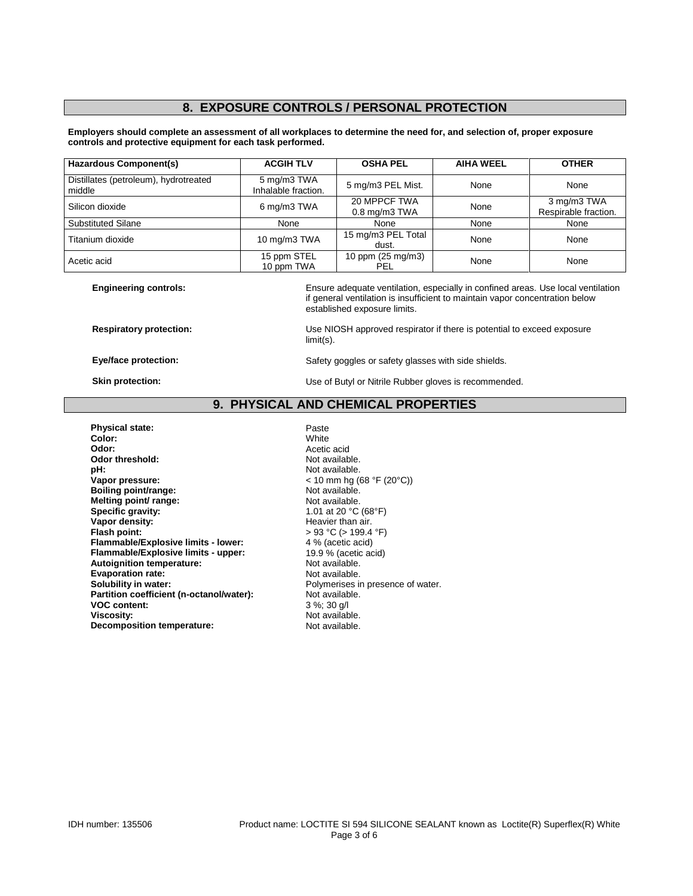## 8. EXPOSURE CONTROLS / PERSONAL PROTECTION

**Employers should complete an assessment of all workplaces to determine the need for, and selection of, proper exposure controls and protective equipment for each task performed.**

| Hazardous Component(s) | ACGIH TLV | OSHA PEL | AIHA WEEL | OTHER |
|---|---|---|---|---|
| Distillates (petroleum), hydrotreated middle | 5 mg/m3 TWA Inhalable fraction. | 5 mg/m3 PEL Mist. | None | None |
| Silicon dioxide | 6 mg/m3 TWA | 20 MPPCF TWA 0.8 mg/m3 TWA | None | 3 mg/m3 TWA Respirable fraction. |
| Substituted Silane | None | None | None | None |
| Titanium dioxide | 10 mg/m3 TWA | 15 mg/m3 PEL Total dust. | None | None |
| Acetic acid | 15 ppm STEL 10 ppm TWA | 10 ppm (25 mg/m3) PEL | None | None |

**Engineering controls:** Ensure adequate ventilation, especially in confined areas. Use local ventilation if general ventilation is insufficient to maintain vapor concentration below established exposure limits.

**Respiratory protection:** Use NIOSH approved respirator if there is potential to exceed exposure limit(s).

**Eye/face protection:** Safety goggles or safety glasses with side shields.

**Skin protection:** Use of Butyl or Nitrile Rubber gloves is recommended.

## 9. PHYSICAL AND CHEMICAL PROPERTIES

**Physical state:** Paste
**Color:** White
**Odor:** Acetic acid
**Odor threshold:** Not available.
**pH:** Not available.
**Vapor pressure:** < 10 mm hg (68 °F (20°C))
**Boiling point/range:** Not available.
**Melting point/ range:** Not available.
**Specific gravity:** 1.01 at 20 °C (68°F)
**Vapor density:** Heavier than air.
**Flash point:** > 93 °C (> 199.4 °F)
**Flammable/Explosive limits - lower:** 4 % (acetic acid)
**Flammable/Explosive limits - upper:** 19.9 % (acetic acid)
**Autoignition temperature:** Not available.
**Evaporation rate:** Not available.
**Solubility in water:** Polymerises in presence of water.
**Partition coefficient (n-octanol/water):** Not available.
**VOC content:** 3 %; 30 g/l
**Viscosity:** Not available.
**Decomposition temperature:** Not available.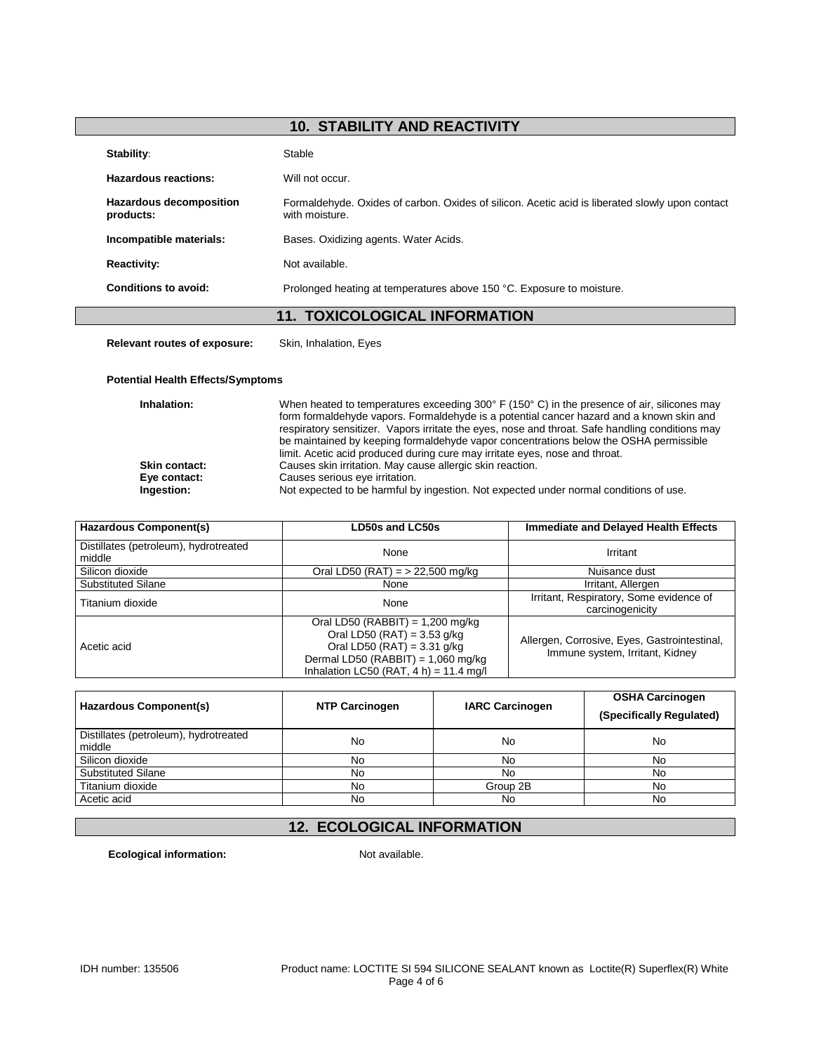## 10. STABILITY AND REACTIVITY

| | |
|---|---|
| **Stability:** | Stable |
| **Hazardous reactions:** | Will not occur. |
| **Hazardous decomposition products:** | Formaldehyde. Oxides of carbon. Oxides of silicon. Acetic acid is liberated slowly upon contact with moisture. |
| **Incompatible materials:** | Bases. Oxidizing agents. Water Acids. |
| **Reactivity:** | Not available. |
| **Conditions to avoid:** | Prolonged heating at temperatures above 150 °C. Exposure to moisture. |

## 11. TOXICOLOGICAL INFORMATION

**Relevant routes of exposure:** Skin, Inhalation, Eyes

**Potential Health Effects/Symptoms**

| | |
|---|---|
| **Inhalation:** | When heated to temperatures exceeding 300° F (150° C) in the presence of air, silicones may form formaldehyde vapors. Formaldehyde is a potential cancer hazard and a known skin and respiratory sensitizer. Vapors irritate the eyes, nose and throat. Safe handling conditions may be maintained by keeping formaldehyde vapor concentrations below the OSHA permissible limit. Acetic acid produced during cure may irritate eyes, nose and throat. |
| **Skin contact:** | Causes skin irritation. May cause allergic skin reaction. |
| **Eye contact:** | Causes serious eye irritation. |
| **Ingestion:** | Not expected to be harmful by ingestion. Not expected under normal conditions of use. |

| Hazardous Component(s) | LD50s and LC50s | Immediate and Delayed Health Effects |
|---|---|---|
| Distillates (petroleum), hydrotreated middle | None | Irritant |
| Silicon dioxide | Oral LD50 (RAT) = > 22,500 mg/kg | Nuisance dust |
| Substituted Silane | None | Irritant, Allergen |
| Titanium dioxide | None | Irritant, Respiratory, Some evidence of carcinogenicity |
| Acetic acid | Oral LD50 (RABBIT) = 1,200 mg/kg<br>Oral LD50 (RAT) = 3.53 g/kg<br>Oral LD50 (RAT) = 3.31 g/kg<br>Dermal LD50 (RABBIT) = 1,060 mg/kg<br>Inhalation LC50 (RAT, 4 h) = 11.4 mg/l | Allergen, Corrosive, Eyes, Gastrointestinal, Immune system, Irritant, Kidney |

| Hazardous Component(s) | NTP Carcinogen | IARC Carcinogen | OSHA Carcinogen (Specifically Regulated) |
|---|---|---|---|
| Distillates (petroleum), hydrotreated middle | No | No | No |
| Silicon dioxide | No | No | No |
| Substituted Silane | No | No | No |
| Titanium dioxide | No | Group 2B | No |
| Acetic acid | No | No | No |

## 12. ECOLOGICAL INFORMATION

**Ecological information:** Not available.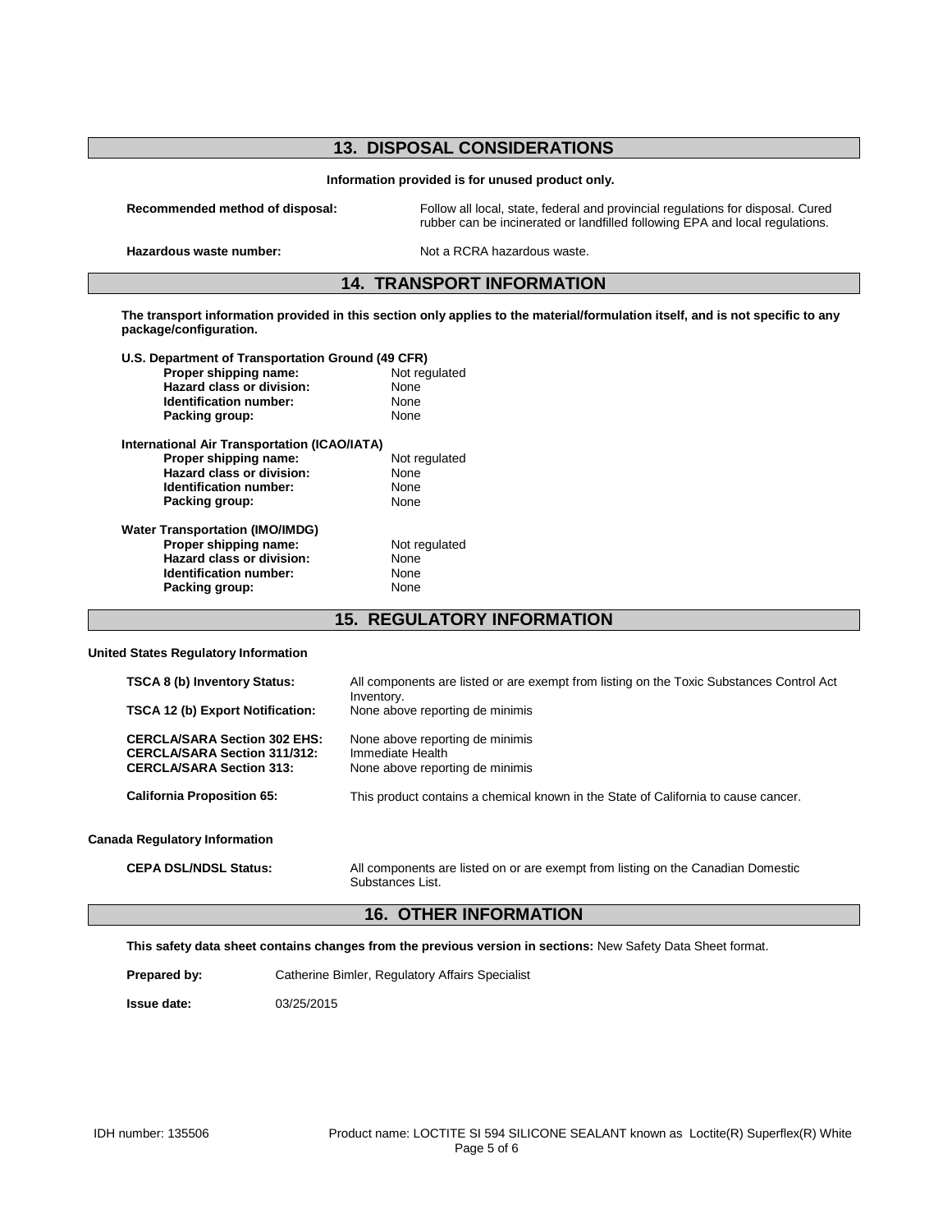## 13. DISPOSAL CONSIDERATIONS

**Information provided is for unused product only.**

**Recommended method of disposal:** Follow all local, state, federal and provincial regulations for disposal. Cured rubber can be incinerated or landfilled following EPA and local regulations.

**Hazardous waste number:** Not a RCRA hazardous waste.

## 14. TRANSPORT INFORMATION

**The transport information provided in this section only applies to the material/formulation itself, and is not specific to any package/configuration.**

**U.S. Department of Transportation Ground (49 CFR)**

| | |
|---|---|
| **Proper shipping name:** | Not regulated |
| **Hazard class or division:** | None |
| **Identification number:** | None |
| **Packing group:** | None |

**International Air Transportation (ICAO/IATA)**

| | |
|---|---|
| **Proper shipping name:** | Not regulated |
| **Hazard class or division:** | None |
| **Identification number:** | None |
| **Packing group:** | None |

**Water Transportation (IMO/IMDG)**

| | |
|---|---|
| **Proper shipping name:** | Not regulated |
| **Hazard class or division:** | None |
| **Identification number:** | None |
| **Packing group:** | None |

## 15. REGULATORY INFORMATION

**United States Regulatory Information**

| | |
|---|---|
| **TSCA 8 (b) Inventory Status:** | All components are listed or are exempt from listing on the Toxic Substances Control Act Inventory. |
| **TSCA 12 (b) Export Notification:** | None above reporting de minimis |
| **CERCLA/SARA Section 302 EHS:** | None above reporting de minimis |
| **CERCLA/SARA Section 311/312:** | Immediate Health |
| **CERCLA/SARA Section 313:** | None above reporting de minimis |
| **California Proposition 65:** | This product contains a chemical known in the State of California to cause cancer. |

**Canada Regulatory Information**

| | |
|---|---|
| **CEPA DSL/NDSL Status:** | All components are listed on or are exempt from listing on the Canadian Domestic Substances List. |

## 16. OTHER INFORMATION

**This safety data sheet contains changes from the previous version in sections:** New Safety Data Sheet format.

**Prepared by:** Catherine Bimler, Regulatory Affairs Specialist

**Issue date:** 03/25/2015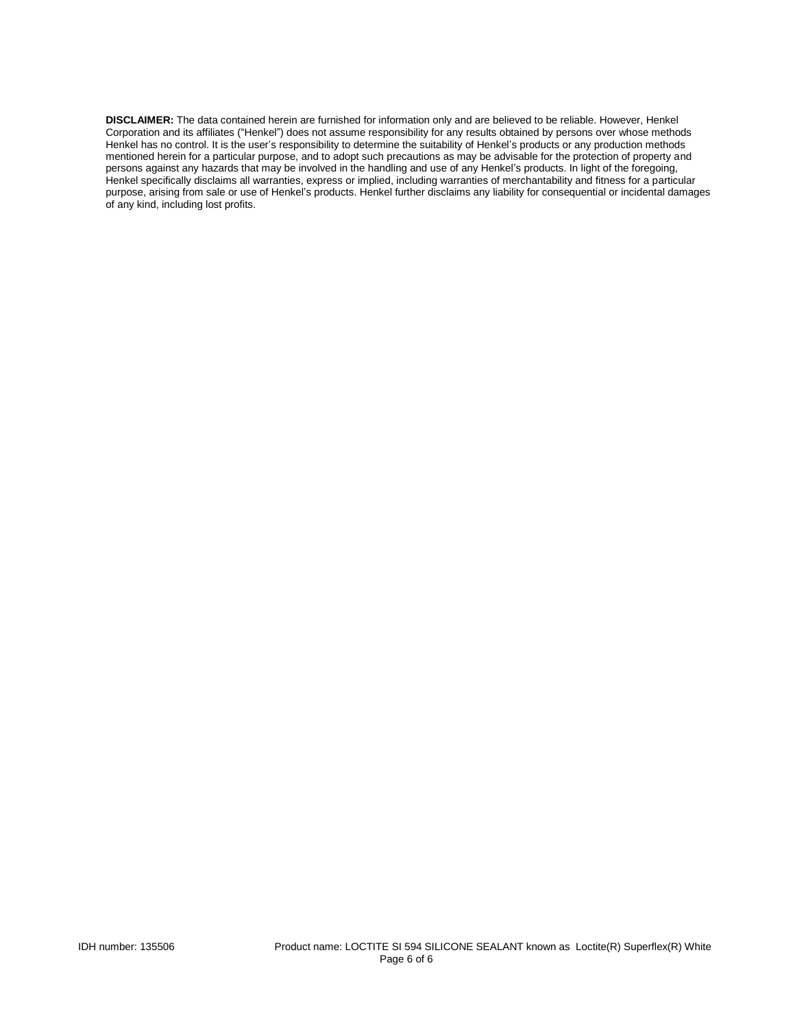**DISCLAIMER:** The data contained herein are furnished for information only and are believed to be reliable. However, Henkel Corporation and its affiliates ("Henkel") does not assume responsibility for any results obtained by persons over whose methods Henkel has no control. It is the user's responsibility to determine the suitability of Henkel's products or any production methods mentioned herein for a particular purpose, and to adopt such precautions as may be advisable for the protection of property and persons against any hazards that may be involved in the handling and use of any Henkel's products. In light of the foregoing, Henkel specifically disclaims all warranties, express or implied, including warranties of merchantability and fitness for a particular purpose, arising from sale or use of Henkel's products. Henkel further disclaims any liability for consequential or incidental damages of any kind, including lost profits.